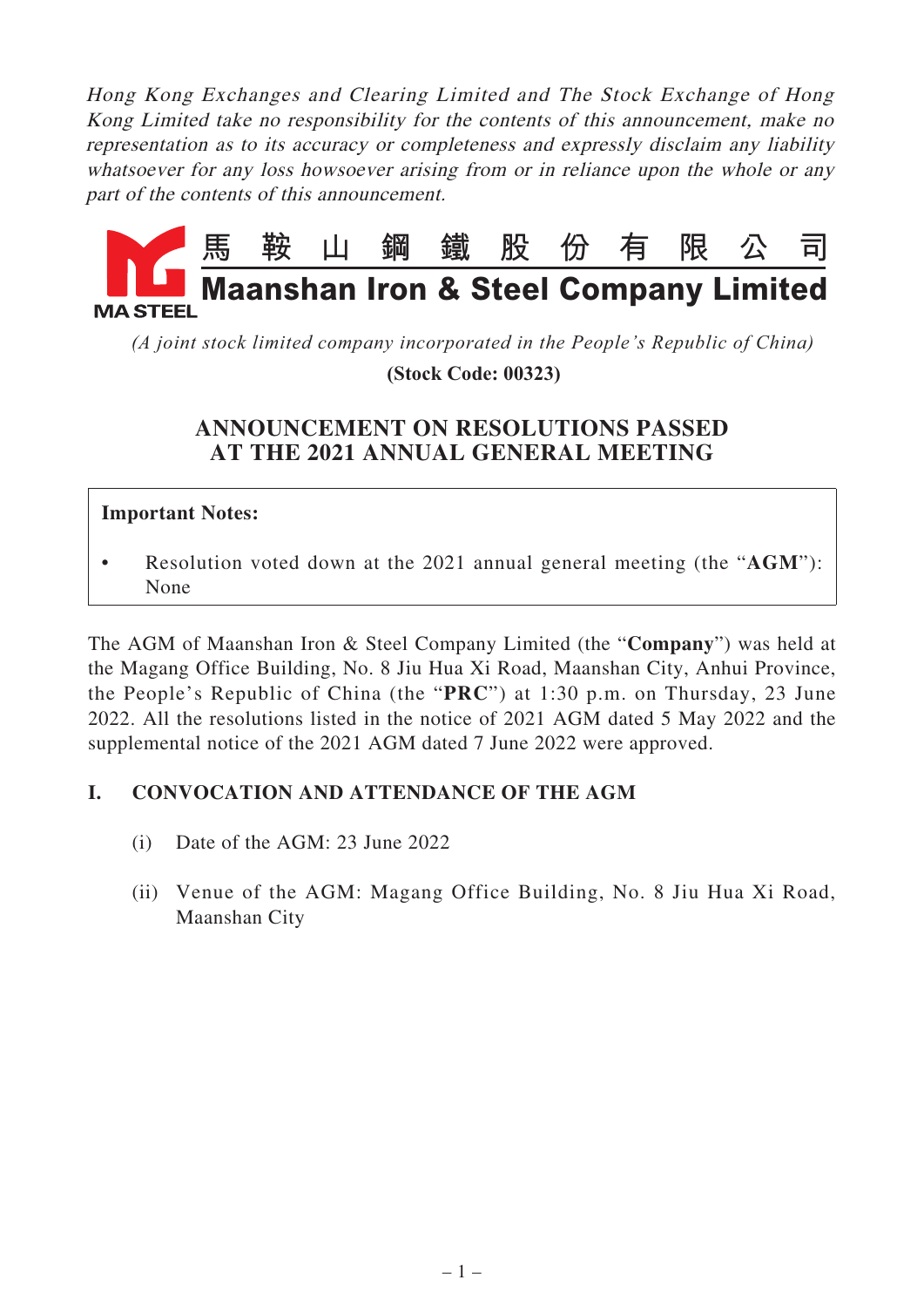*Hong Kong Exchanges and Clearing Limited and The Stock Exchange of Hong Kong Limited take no responsibility for the contents of this announcement, make no representation as to its accuracy or completeness and expressly disclaim any liability whatsoever for any loss howsoever arising from or in reliance upon the whole or any part of the contents of this announcement.*

# 馬鞍山鋼鐵股份有限公司
# Maanshan Iron & Steel Company Limited

MA STEEL

*(A joint stock limited company incorporated in the People's Republic of China)*

**(Stock Code: 00323)**

## ANNOUNCEMENT ON RESOLUTIONS PASSED AT THE 2021 ANNUAL GENERAL MEETING

**Important Notes:**

- Resolution voted down at the 2021 annual general meeting (the "**AGM**"): None

The AGM of Maanshan Iron & Steel Company Limited (the "**Company**") was held at the Magang Office Building, No. 8 Jiu Hua Xi Road, Maanshan City, Anhui Province, the People's Republic of China (the "**PRC**") at 1:30 p.m. on Thursday, 23 June 2022. All the resolutions listed in the notice of 2021 AGM dated 5 May 2022 and the supplemental notice of the 2021 AGM dated 7 June 2022 were approved.

## I. CONVOCATION AND ATTENDANCE OF THE AGM

(i) Date of the AGM: 23 June 2022

(ii) Venue of the AGM: Magang Office Building, No. 8 Jiu Hua Xi Road, Maanshan City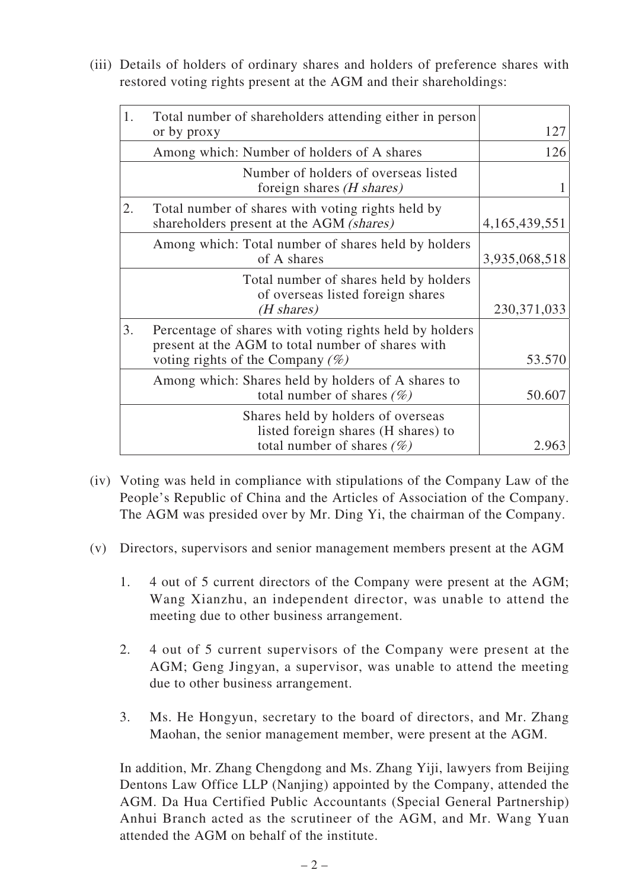(iii) Details of holders of ordinary shares and holders of preference shares with restored voting rights present at the AGM and their shareholdings:

| | | |
|---|---|---|
| 1. | Total number of shareholders attending either in person or by proxy | 127 |
| | Among which: Number of holders of A shares | 126 |
| | Number of holders of overseas listed foreign shares *(H shares)* | 1 |
| 2. | Total number of shares with voting rights held by shareholders present at the AGM *(shares)* | 4,165,439,551 |
| | Among which: Total number of shares held by holders of A shares | 3,935,068,518 |
| | Total number of shares held by holders of overseas listed foreign shares *(H shares)* | 230,371,033 |
| 3. | Percentage of shares with voting rights held by holders present at the AGM to total number of shares with voting rights of the Company *(%)* | 53.570 |
| | Among which: Shares held by holders of A shares to total number of shares *(%)* | 50.607 |
| | Shares held by holders of overseas listed foreign shares (H shares) to total number of shares *(%)* | 2.963 |

(iv) Voting was held in compliance with stipulations of the Company Law of the People's Republic of China and the Articles of Association of the Company. The AGM was presided over by Mr. Ding Yi, the chairman of the Company.

(v) Directors, supervisors and senior management members present at the AGM

1. 4 out of 5 current directors of the Company were present at the AGM; Wang Xianzhu, an independent director, was unable to attend the meeting due to other business arrangement.

2. 4 out of 5 current supervisors of the Company were present at the AGM; Geng Jingyan, a supervisor, was unable to attend the meeting due to other business arrangement.

3. Ms. He Hongyun, secretary to the board of directors, and Mr. Zhang Maohan, the senior management member, were present at the AGM.

In addition, Mr. Zhang Chengdong and Ms. Zhang Yiji, lawyers from Beijing Dentons Law Office LLP (Nanjing) appointed by the Company, attended the AGM. Da Hua Certified Public Accountants (Special General Partnership) Anhui Branch acted as the scrutineer of the AGM, and Mr. Wang Yuan attended the AGM on behalf of the institute.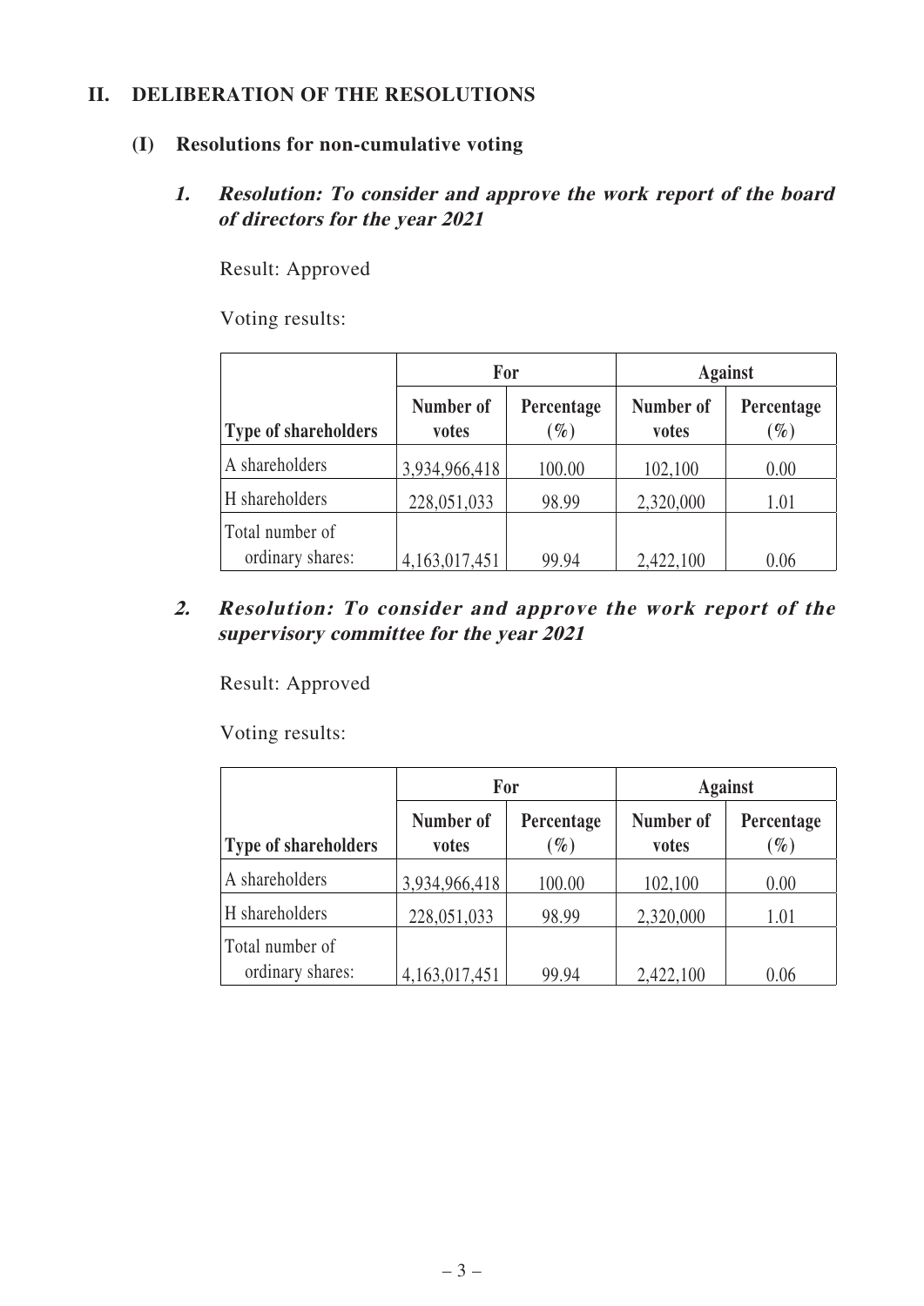## II. DELIBERATION OF THE RESOLUTIONS

### (I) Resolutions for non-cumulative voting

#### 1. *Resolution: To consider and approve the work report of the board of directors for the year 2021*

Result: Approved

Voting results:

| | For | | Against | |
|---|---|---|---|---|
| **Type of shareholders** | **Number of votes** | **Percentage (%)** | **Number of votes** | **Percentage (%)** |
| A shareholders | 3,934,966,418 | 100.00 | 102,100 | 0.00 |
| H shareholders | 228,051,033 | 98.99 | 2,320,000 | 1.01 |
| Total number of ordinary shares: | 4,163,017,451 | 99.94 | 2,422,100 | 0.06 |

#### 2. *Resolution: To consider and approve the work report of the supervisory committee for the year 2021*

Result: Approved

Voting results:

| | For | | Against | |
|---|---|---|---|---|
| **Type of shareholders** | **Number of votes** | **Percentage (%)** | **Number of votes** | **Percentage (%)** |
| A shareholders | 3,934,966,418 | 100.00 | 102,100 | 0.00 |
| H shareholders | 228,051,033 | 98.99 | 2,320,000 | 1.01 |
| Total number of ordinary shares: | 4,163,017,451 | 99.94 | 2,422,100 | 0.06 |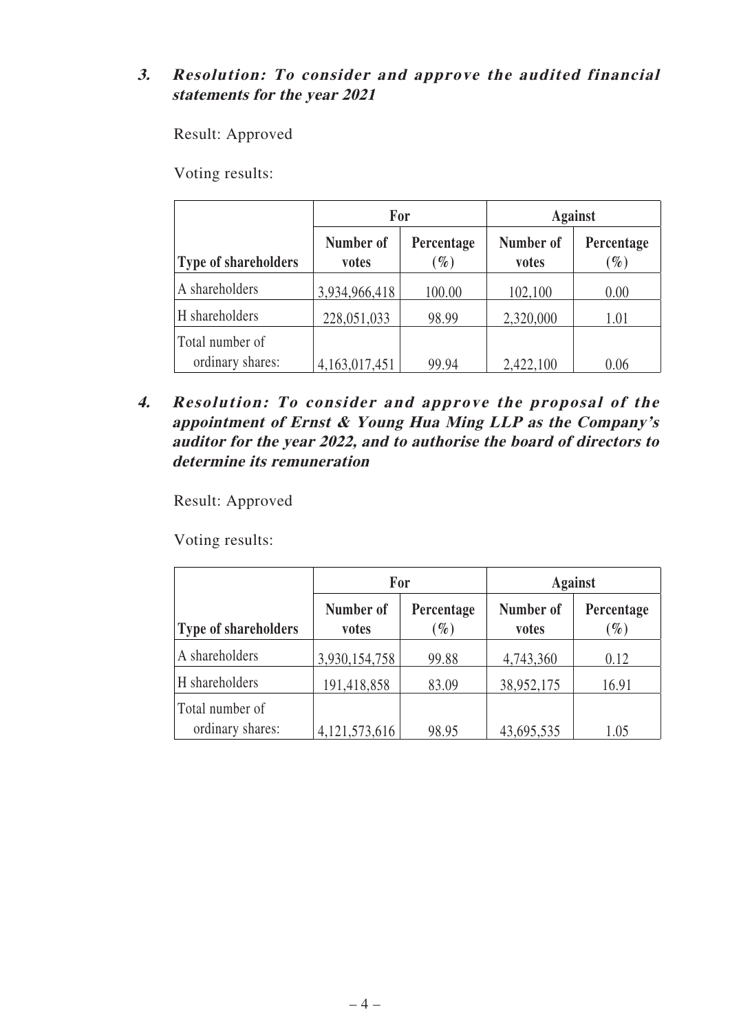**3. *Resolution: To consider and approve the audited financial statements for the year 2021***

Result: Approved

Voting results:

| | For | | Against | |
|---|---|---|---|---|
| **Type of shareholders** | **Number of votes** | **Percentage (%)** | **Number of votes** | **Percentage (%)** |
| A shareholders | 3,934,966,418 | 100.00 | 102,100 | 0.00 |
| H shareholders | 228,051,033 | 98.99 | 2,320,000 | 1.01 |
| Total number of ordinary shares: | 4,163,017,451 | 99.94 | 2,422,100 | 0.06 |

**4. *Resolution: To consider and approve the proposal of the appointment of Ernst & Young Hua Ming LLP as the Company's auditor for the year 2022, and to authorise the board of directors to determine its remuneration***

Result: Approved

Voting results:

| | For | | Against | |
|---|---|---|---|---|
| **Type of shareholders** | **Number of votes** | **Percentage (%)** | **Number of votes** | **Percentage (%)** |
| A shareholders | 3,930,154,758 | 99.88 | 4,743,360 | 0.12 |
| H shareholders | 191,418,858 | 83.09 | 38,952,175 | 16.91 |
| Total number of ordinary shares: | 4,121,573,616 | 98.95 | 43,695,535 | 1.05 |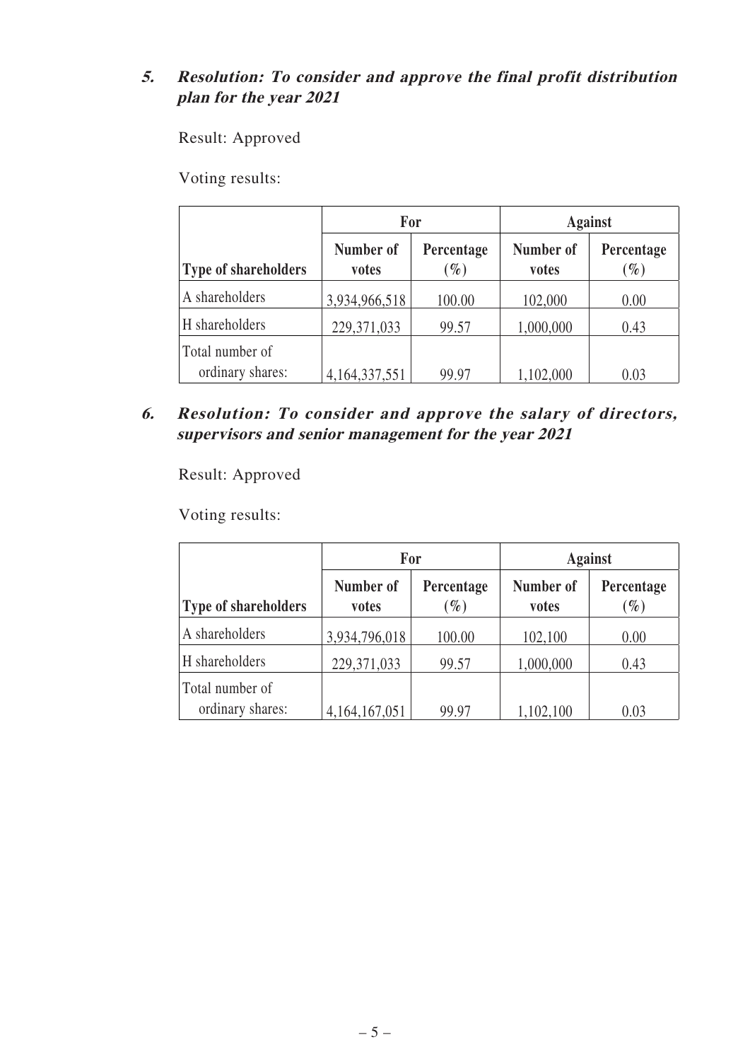**5. Resolution: To consider and approve the final profit distribution plan for the year 2021**

Result: Approved

Voting results:

| | For | | Against | |
|---|---|---|---|---|
| **Type of shareholders** | **Number of votes** | **Percentage (%)** | **Number of votes** | **Percentage (%)** |
| A shareholders | 3,934,966,518 | 100.00 | 102,000 | 0.00 |
| H shareholders | 229,371,033 | 99.57 | 1,000,000 | 0.43 |
| Total number of ordinary shares: | 4,164,337,551 | 99.97 | 1,102,000 | 0.03 |

**6. Resolution: To consider and approve the salary of directors, supervisors and senior management for the year 2021**

Result: Approved

Voting results:

| | For | | Against | |
|---|---|---|---|---|
| **Type of shareholders** | **Number of votes** | **Percentage (%)** | **Number of votes** | **Percentage (%)** |
| A shareholders | 3,934,796,018 | 100.00 | 102,100 | 0.00 |
| H shareholders | 229,371,033 | 99.57 | 1,000,000 | 0.43 |
| Total number of ordinary shares: | 4,164,167,051 | 99.97 | 1,102,100 | 0.03 |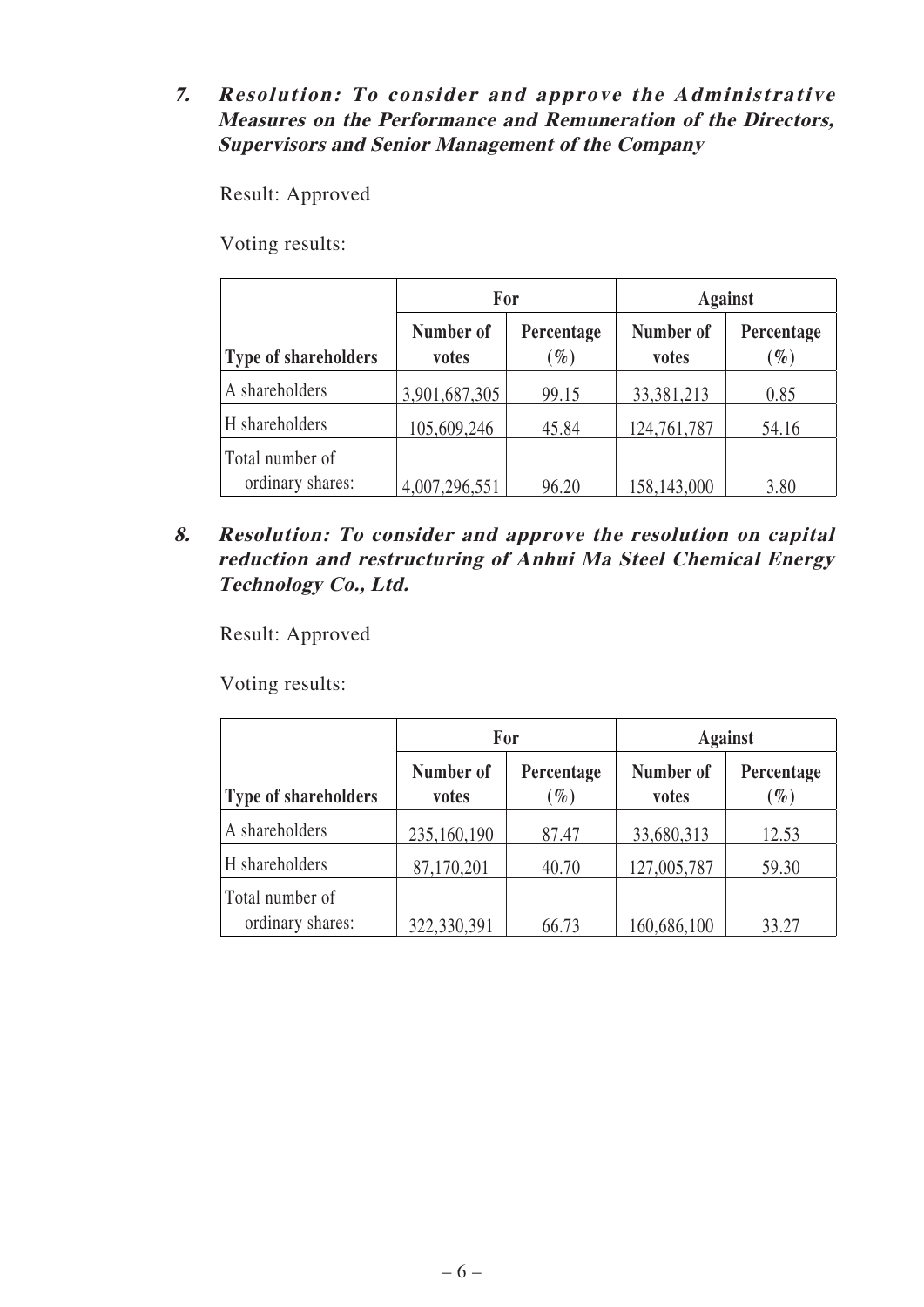***7. Resolution: To consider and approve the Administrative Measures on the Performance and Remuneration of the Directors, Supervisors and Senior Management of the Company***

Result: Approved

Voting results:

| | For | | Against | |
|---|---|---|---|---|
| **Type of shareholders** | **Number of votes** | **Percentage (%)** | **Number of votes** | **Percentage (%)** |
| A shareholders | 3,901,687,305 | 99.15 | 33,381,213 | 0.85 |
| H shareholders | 105,609,246 | 45.84 | 124,761,787 | 54.16 |
| Total number of ordinary shares: | 4,007,296,551 | 96.20 | 158,143,000 | 3.80 |

***8. Resolution: To consider and approve the resolution on capital reduction and restructuring of Anhui Ma Steel Chemical Energy Technology Co., Ltd.***

Result: Approved

Voting results:

| | For | | Against | |
|---|---|---|---|---|
| **Type of shareholders** | **Number of votes** | **Percentage (%)** | **Number of votes** | **Percentage (%)** |
| A shareholders | 235,160,190 | 87.47 | 33,680,313 | 12.53 |
| H shareholders | 87,170,201 | 40.70 | 127,005,787 | 59.30 |
| Total number of ordinary shares: | 322,330,391 | 66.73 | 160,686,100 | 33.27 |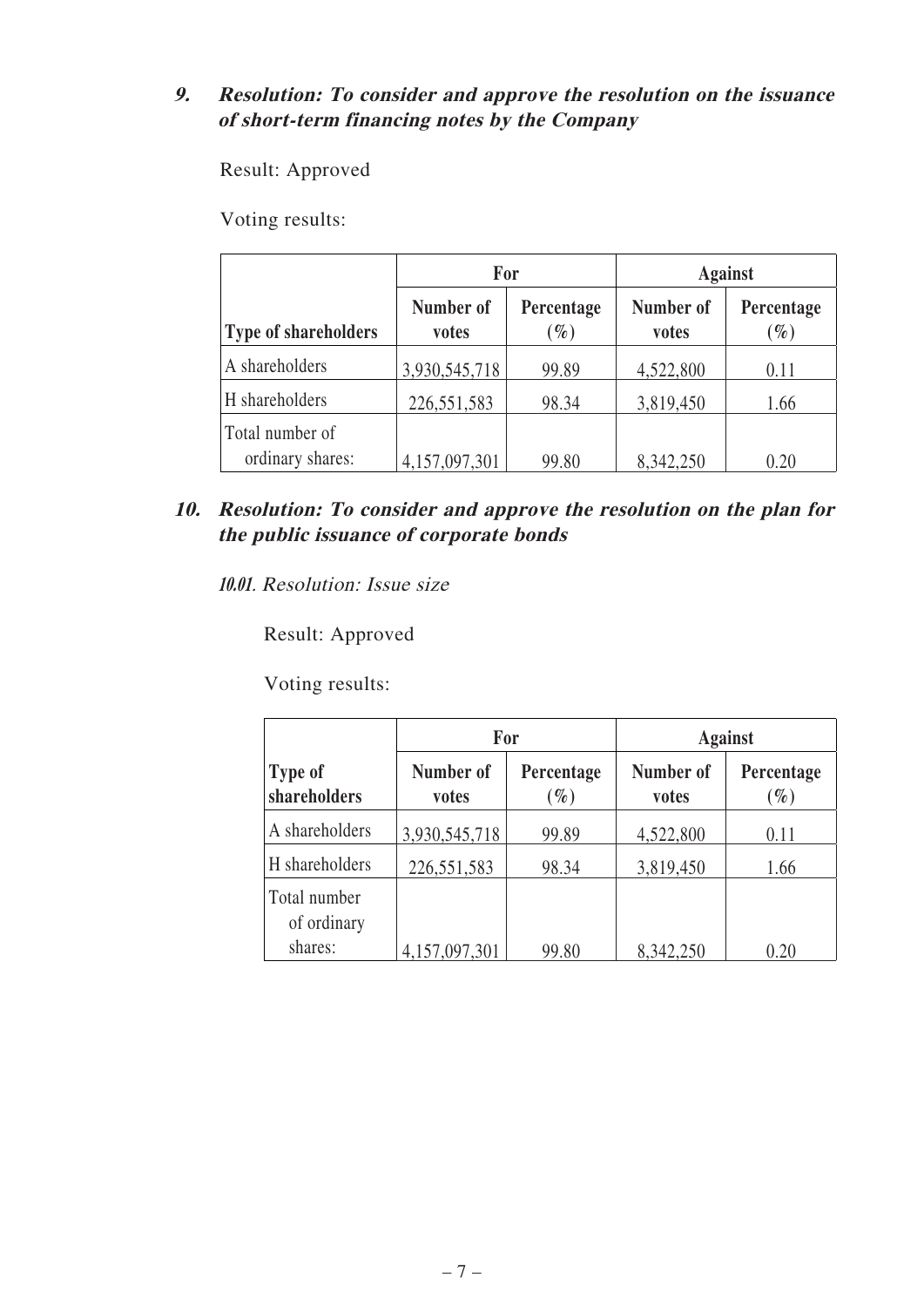## 9. *Resolution: To consider and approve the resolution on the issuance of short-term financing notes by the Company*

Result: Approved

Voting results:

| Type of shareholders | For | | Against | |
|---|---|---|---|---|
| | Number of votes | Percentage (%) | Number of votes | Percentage (%) |
| A shareholders | 3,930,545,718 | 99.89 | 4,522,800 | 0.11 |
| H shareholders | 226,551,583 | 98.34 | 3,819,450 | 1.66 |
| Total number of ordinary shares: | 4,157,097,301 | 99.80 | 8,342,250 | 0.20 |

## 10. *Resolution: To consider and approve the resolution on the plan for the public issuance of corporate bonds*

### *10.01. Resolution: Issue size*

Result: Approved

Voting results:

| Type of shareholders | For | | Against | |
|---|---|---|---|---|
| | Number of votes | Percentage (%) | Number of votes | Percentage (%) |
| A shareholders | 3,930,545,718 | 99.89 | 4,522,800 | 0.11 |
| H shareholders | 226,551,583 | 98.34 | 3,819,450 | 1.66 |
| Total number of ordinary shares: | 4,157,097,301 | 99.80 | 8,342,250 | 0.20 |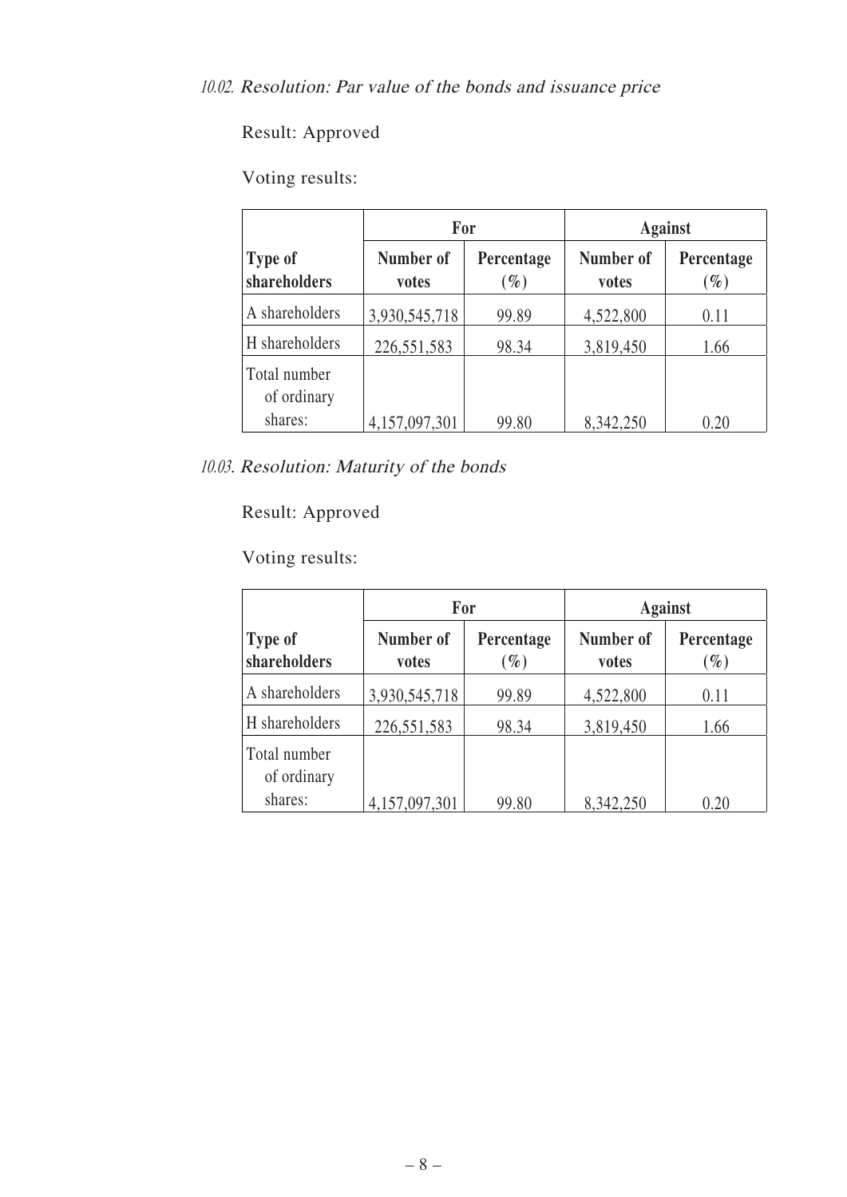*10.02. Resolution: Par value of the bonds and issuance price*

Result: Approved

Voting results:

| Type of shareholders | For | | Against | |
|---|---|---|---|---|
| | Number of votes | Percentage (%) | Number of votes | Percentage (%) |
| A shareholders | 3,930,545,718 | 99.89 | 4,522,800 | 0.11 |
| H shareholders | 226,551,583 | 98.34 | 3,819,450 | 1.66 |
| Total number of ordinary shares: | 4,157,097,301 | 99.80 | 8,342,250 | 0.20 |

*10.03. Resolution: Maturity of the bonds*

Result: Approved

Voting results:

| Type of shareholders | For | | Against | |
|---|---|---|---|---|
| | Number of votes | Percentage (%) | Number of votes | Percentage (%) |
| A shareholders | 3,930,545,718 | 99.89 | 4,522,800 | 0.11 |
| H shareholders | 226,551,583 | 98.34 | 3,819,450 | 1.66 |
| Total number of ordinary shares: | 4,157,097,301 | 99.80 | 8,342,250 | 0.20 |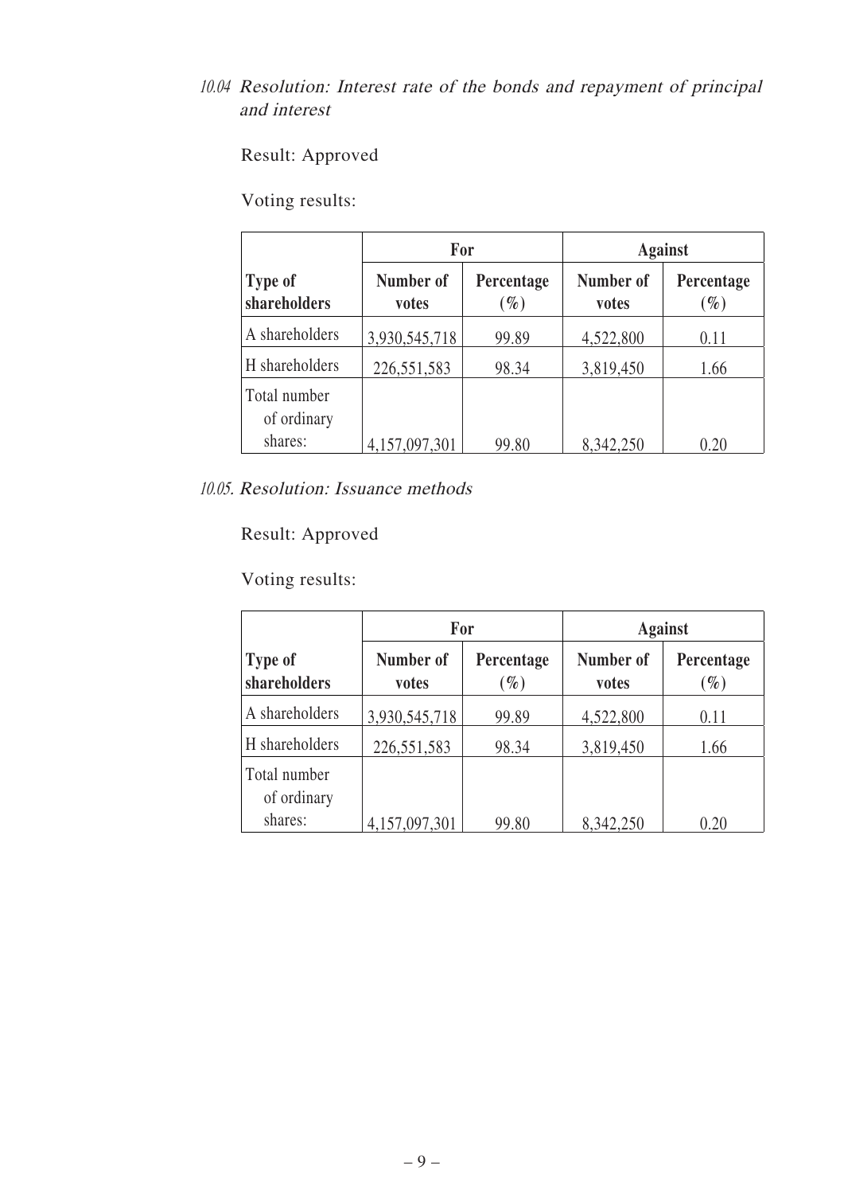*10.04 Resolution: Interest rate of the bonds and repayment of principal and interest*

Result: Approved

Voting results:

| Type of shareholders | For | | Against | |
|---|---|---|---|---|
| | Number of votes | Percentage (%) | Number of votes | Percentage (%) |
| A shareholders | 3,930,545,718 | 99.89 | 4,522,800 | 0.11 |
| H shareholders | 226,551,583 | 98.34 | 3,819,450 | 1.66 |
| Total number of ordinary shares: | 4,157,097,301 | 99.80 | 8,342,250 | 0.20 |

*10.05. Resolution: Issuance methods*

Result: Approved

Voting results:

| Type of shareholders | For | | Against | |
|---|---|---|---|---|
| | Number of votes | Percentage (%) | Number of votes | Percentage (%) |
| A shareholders | 3,930,545,718 | 99.89 | 4,522,800 | 0.11 |
| H shareholders | 226,551,583 | 98.34 | 3,819,450 | 1.66 |
| Total number of ordinary shares: | 4,157,097,301 | 99.80 | 8,342,250 | 0.20 |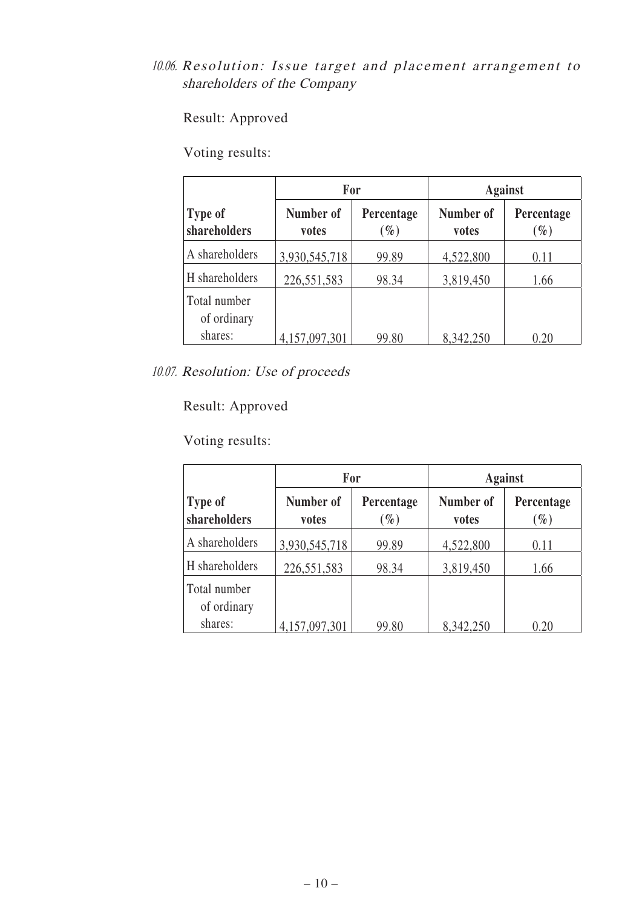10.06. *Resolution: Issue target and placement arrangement to shareholders of the Company*

Result: Approved

Voting results:

| Type of shareholders | For | | Against | |
|---|---|---|---|---|
| | Number of votes | Percentage (%) | Number of votes | Percentage (%) |
| A shareholders | 3,930,545,718 | 99.89 | 4,522,800 | 0.11 |
| H shareholders | 226,551,583 | 98.34 | 3,819,450 | 1.66 |
| Total number of ordinary shares: | 4,157,097,301 | 99.80 | 8,342,250 | 0.20 |

10.07. *Resolution: Use of proceeds*

Result: Approved

Voting results:

| Type of shareholders | For | | Against | |
|---|---|---|---|---|
| | Number of votes | Percentage (%) | Number of votes | Percentage (%) |
| A shareholders | 3,930,545,718 | 99.89 | 4,522,800 | 0.11 |
| H shareholders | 226,551,583 | 98.34 | 3,819,450 | 1.66 |
| Total number of ordinary shares: | 4,157,097,301 | 99.80 | 8,342,250 | 0.20 |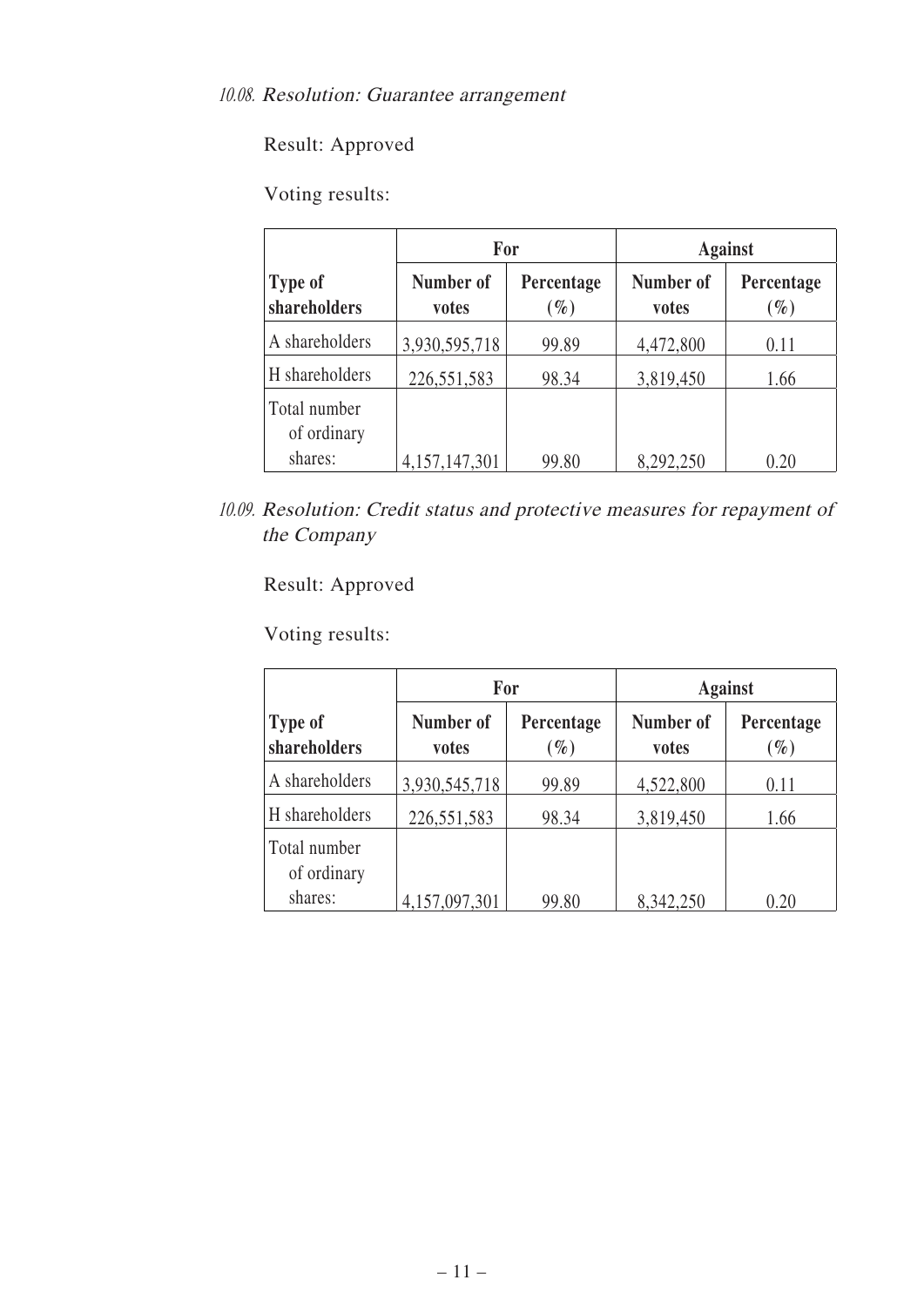*10.08. Resolution: Guarantee arrangement*

Result: Approved

Voting results:

| Type of shareholders | For | | Against | |
|---|---|---|---|---|
| | Number of votes | Percentage (%) | Number of votes | Percentage (%) |
| A shareholders | 3,930,595,718 | 99.89 | 4,472,800 | 0.11 |
| H shareholders | 226,551,583 | 98.34 | 3,819,450 | 1.66 |
| Total number of ordinary shares: | 4,157,147,301 | 99.80 | 8,292,250 | 0.20 |

*10.09. Resolution: Credit status and protective measures for repayment of the Company*

Result: Approved

Voting results:

| Type of shareholders | For | | Against | |
|---|---|---|---|---|
| | Number of votes | Percentage (%) | Number of votes | Percentage (%) |
| A shareholders | 3,930,545,718 | 99.89 | 4,522,800 | 0.11 |
| H shareholders | 226,551,583 | 98.34 | 3,819,450 | 1.66 |
| Total number of ordinary shares: | 4,157,097,301 | 99.80 | 8,342,250 | 0.20 |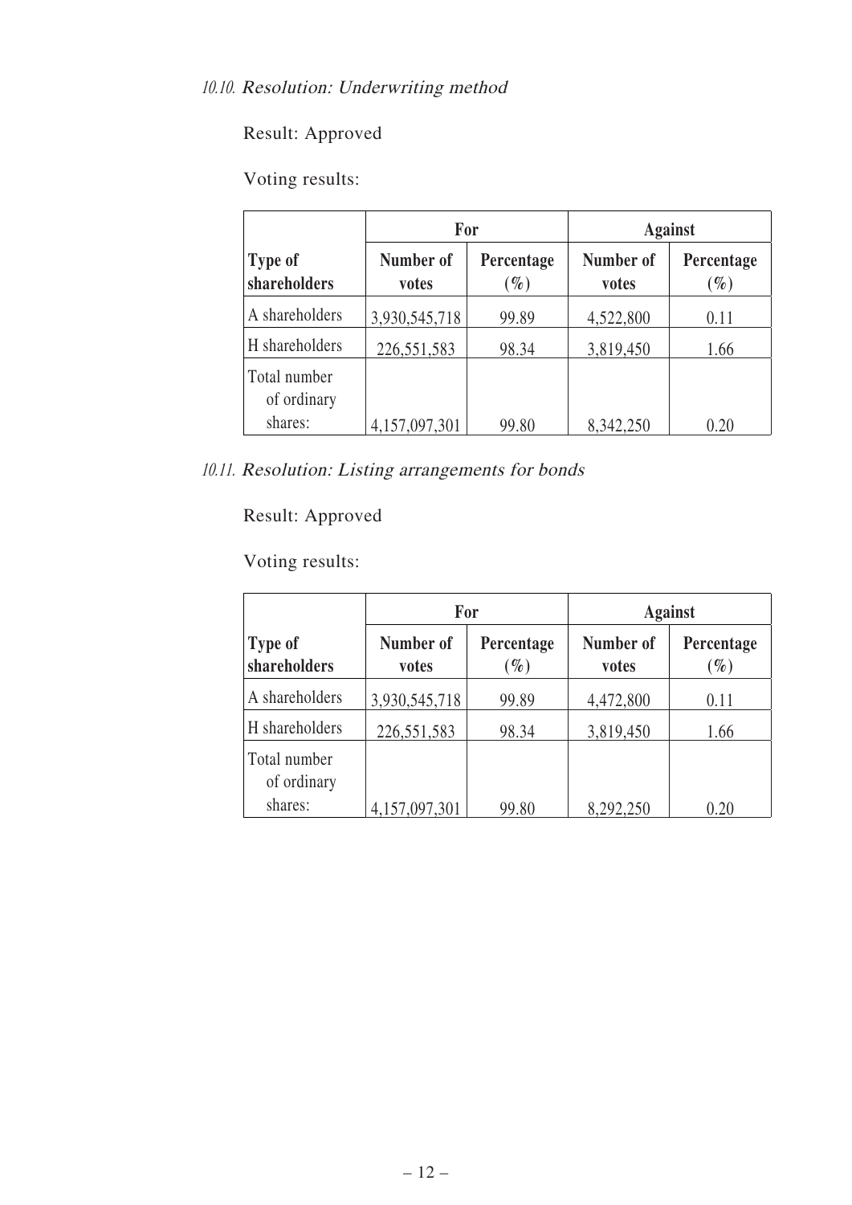### 10.10. *Resolution: Underwriting method*

Result: Approved

Voting results:

| | For | | Against | |
|---|---|---|---|---|
| **Type of shareholders** | **Number of votes** | **Percentage (%)** | **Number of votes** | **Percentage (%)** |
| A shareholders | 3,930,545,718 | 99.89 | 4,522,800 | 0.11 |
| H shareholders | 226,551,583 | 98.34 | 3,819,450 | 1.66 |
| Total number of ordinary shares: | 4,157,097,301 | 99.80 | 8,342,250 | 0.20 |

### 10.11. *Resolution: Listing arrangements for bonds*

Result: Approved

Voting results:

| | For | | Against | |
|---|---|---|---|---|
| **Type of shareholders** | **Number of votes** | **Percentage (%)** | **Number of votes** | **Percentage (%)** |
| A shareholders | 3,930,545,718 | 99.89 | 4,472,800 | 0.11 |
| H shareholders | 226,551,583 | 98.34 | 3,819,450 | 1.66 |
| Total number of ordinary shares: | 4,157,097,301 | 99.80 | 8,292,250 | 0.20 |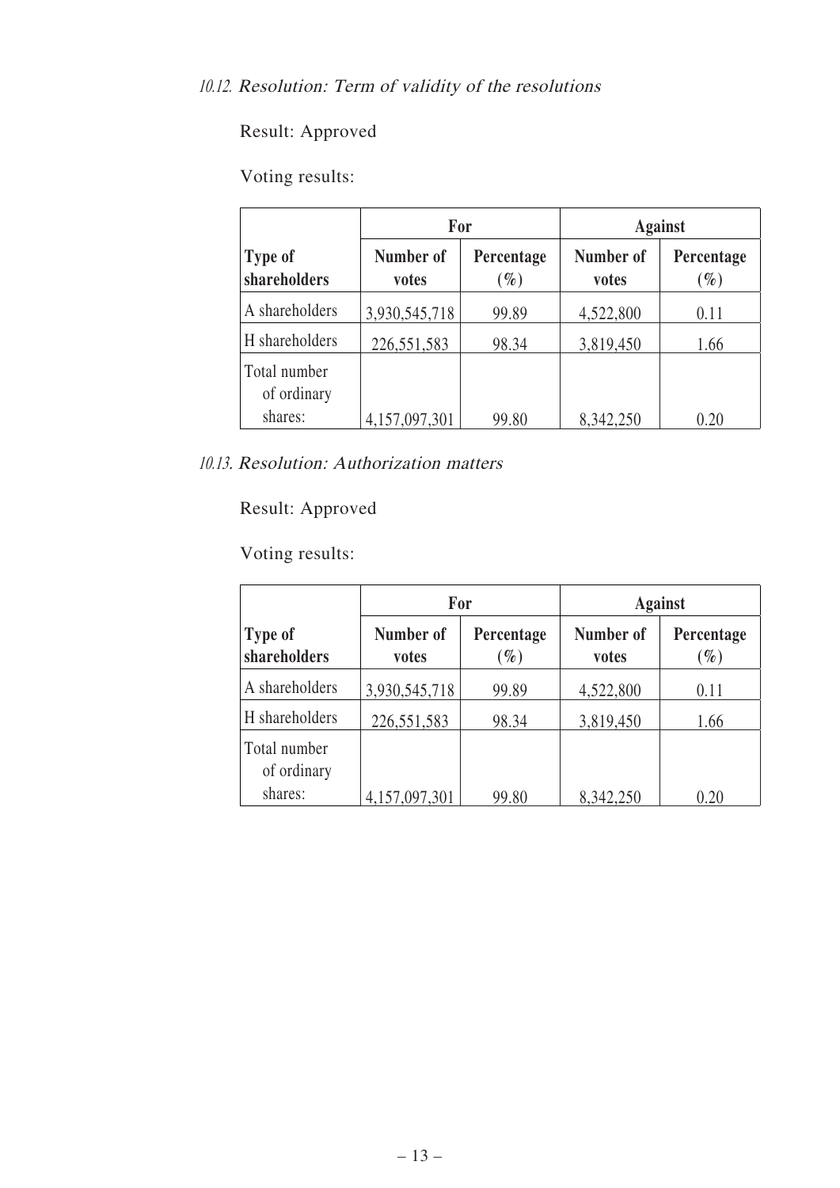*10.12. Resolution: Term of validity of the resolutions*

Result: Approved

Voting results:

| Type of shareholders | For | | Against | |
|---|---|---|---|---|
| | Number of votes | Percentage (%) | Number of votes | Percentage (%) |
| A shareholders | 3,930,545,718 | 99.89 | 4,522,800 | 0.11 |
| H shareholders | 226,551,583 | 98.34 | 3,819,450 | 1.66 |
| Total number of ordinary shares: | 4,157,097,301 | 99.80 | 8,342,250 | 0.20 |

*10.13. Resolution: Authorization matters*

Result: Approved

Voting results:

| Type of shareholders | For | | Against | |
|---|---|---|---|---|
| | Number of votes | Percentage (%) | Number of votes | Percentage (%) |
| A shareholders | 3,930,545,718 | 99.89 | 4,522,800 | 0.11 |
| H shareholders | 226,551,583 | 98.34 | 3,819,450 | 1.66 |
| Total number of ordinary shares: | 4,157,097,301 | 99.80 | 8,342,250 | 0.20 |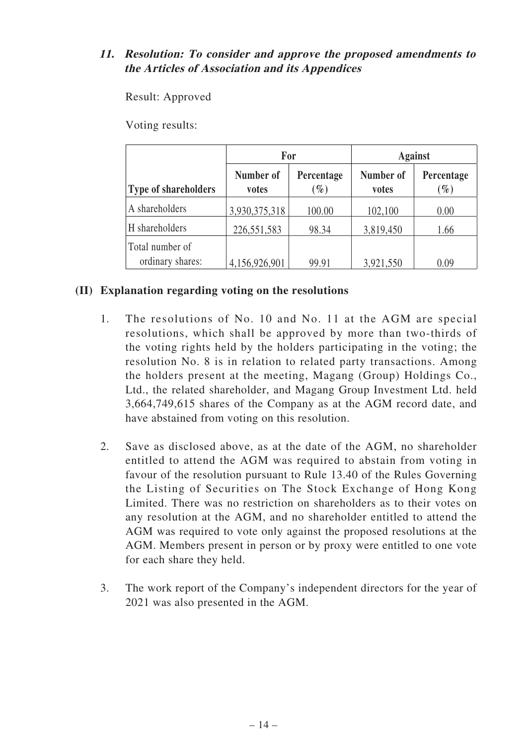### 11. ***Resolution: To consider and approve the proposed amendments to the Articles of Association and its Appendices***

Result: Approved

Voting results:

| | For | | Against | |
|---|---|---|---|---|
| **Type of shareholders** | **Number of votes** | **Percentage (%)** | **Number of votes** | **Percentage (%)** |
| A shareholders | 3,930,375,318 | 100.00 | 102,100 | 0.00 |
| H shareholders | 226,551,583 | 98.34 | 3,819,450 | 1.66 |
| Total number of ordinary shares: | 4,156,926,901 | 99.91 | 3,921,550 | 0.09 |

## (II) Explanation regarding voting on the resolutions

1. The resolutions of No. 10 and No. 11 at the AGM are special resolutions, which shall be approved by more than two-thirds of the voting rights held by the holders participating in the voting; the resolution No. 8 is in relation to related party transactions. Among the holders present at the meeting, Magang (Group) Holdings Co., Ltd., the related shareholder, and Magang Group Investment Ltd. held 3,664,749,615 shares of the Company as at the AGM record date, and have abstained from voting on this resolution.

2. Save as disclosed above, as at the date of the AGM, no shareholder entitled to attend the AGM was required to abstain from voting in favour of the resolution pursuant to Rule 13.40 of the Rules Governing the Listing of Securities on The Stock Exchange of Hong Kong Limited. There was no restriction on shareholders as to their votes on any resolution at the AGM, and no shareholder entitled to attend the AGM was required to vote only against the proposed resolutions at the AGM. Members present in person or by proxy were entitled to one vote for each share they held.

3. The work report of the Company's independent directors for the year of 2021 was also presented in the AGM.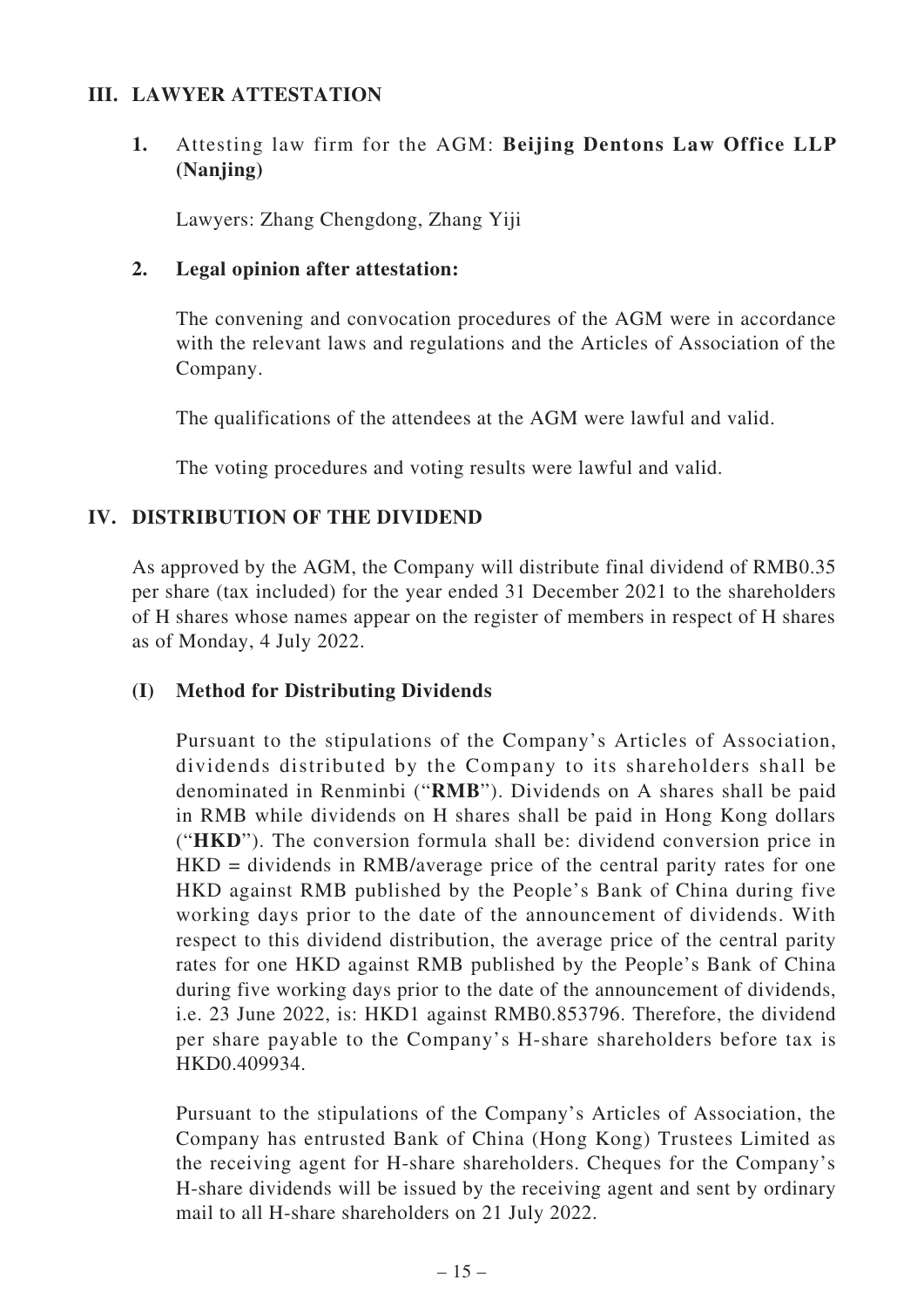## III. LAWYER ATTESTATION

**1.** Attesting law firm for the AGM: **Beijing Dentons Law Office LLP (Nanjing)**

Lawyers: Zhang Chengdong, Zhang Yiji

**2. Legal opinion after attestation:**

The convening and convocation procedures of the AGM were in accordance with the relevant laws and regulations and the Articles of Association of the Company.

The qualifications of the attendees at the AGM were lawful and valid.

The voting procedures and voting results were lawful and valid.

## IV. DISTRIBUTION OF THE DIVIDEND

As approved by the AGM, the Company will distribute final dividend of RMB0.35 per share (tax included) for the year ended 31 December 2021 to the shareholders of H shares whose names appear on the register of members in respect of H shares as of Monday, 4 July 2022.

### (I) Method for Distributing Dividends

Pursuant to the stipulations of the Company's Articles of Association, dividends distributed by the Company to its shareholders shall be denominated in Renminbi ("**RMB**"). Dividends on A shares shall be paid in RMB while dividends on H shares shall be paid in Hong Kong dollars ("**HKD**"). The conversion formula shall be: dividend conversion price in HKD = dividends in RMB/average price of the central parity rates for one HKD against RMB published by the People's Bank of China during five working days prior to the date of the announcement of dividends. With respect to this dividend distribution, the average price of the central parity rates for one HKD against RMB published by the People's Bank of China during five working days prior to the date of the announcement of dividends, i.e. 23 June 2022, is: HKD1 against RMB0.853796. Therefore, the dividend per share payable to the Company's H-share shareholders before tax is HKD0.409934.

Pursuant to the stipulations of the Company's Articles of Association, the Company has entrusted Bank of China (Hong Kong) Trustees Limited as the receiving agent for H-share shareholders. Cheques for the Company's H-share dividends will be issued by the receiving agent and sent by ordinary mail to all H-share shareholders on 21 July 2022.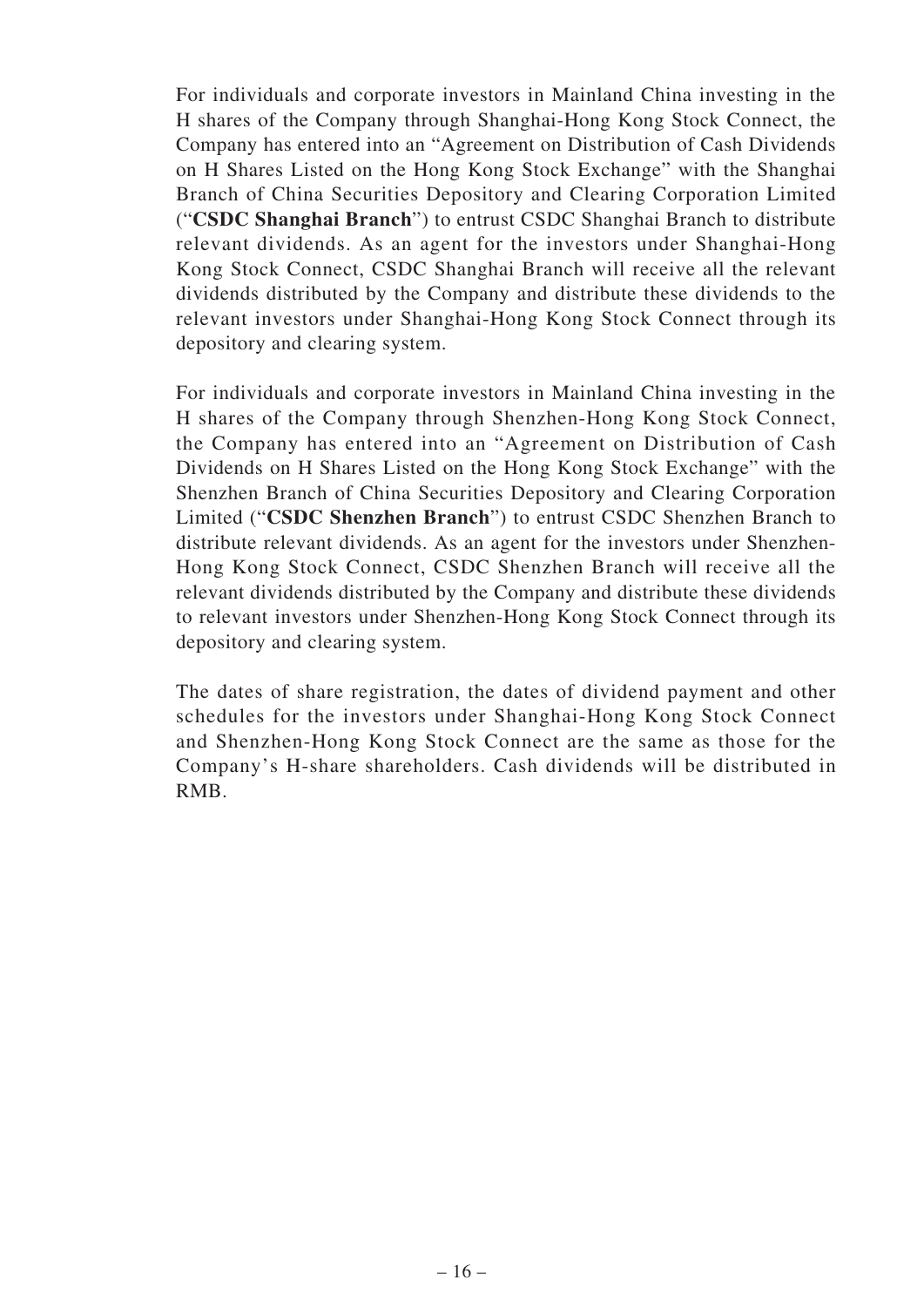For individuals and corporate investors in Mainland China investing in the H shares of the Company through Shanghai-Hong Kong Stock Connect, the Company has entered into an "Agreement on Distribution of Cash Dividends on H Shares Listed on the Hong Kong Stock Exchange" with the Shanghai Branch of China Securities Depository and Clearing Corporation Limited ("**CSDC Shanghai Branch**") to entrust CSDC Shanghai Branch to distribute relevant dividends. As an agent for the investors under Shanghai-Hong Kong Stock Connect, CSDC Shanghai Branch will receive all the relevant dividends distributed by the Company and distribute these dividends to the relevant investors under Shanghai-Hong Kong Stock Connect through its depository and clearing system.

For individuals and corporate investors in Mainland China investing in the H shares of the Company through Shenzhen-Hong Kong Stock Connect, the Company has entered into an "Agreement on Distribution of Cash Dividends on H Shares Listed on the Hong Kong Stock Exchange" with the Shenzhen Branch of China Securities Depository and Clearing Corporation Limited ("**CSDC Shenzhen Branch**") to entrust CSDC Shenzhen Branch to distribute relevant dividends. As an agent for the investors under Shenzhen-Hong Kong Stock Connect, CSDC Shenzhen Branch will receive all the relevant dividends distributed by the Company and distribute these dividends to relevant investors under Shenzhen-Hong Kong Stock Connect through its depository and clearing system.

The dates of share registration, the dates of dividend payment and other schedules for the investors under Shanghai-Hong Kong Stock Connect and Shenzhen-Hong Kong Stock Connect are the same as those for the Company's H-share shareholders. Cash dividends will be distributed in RMB.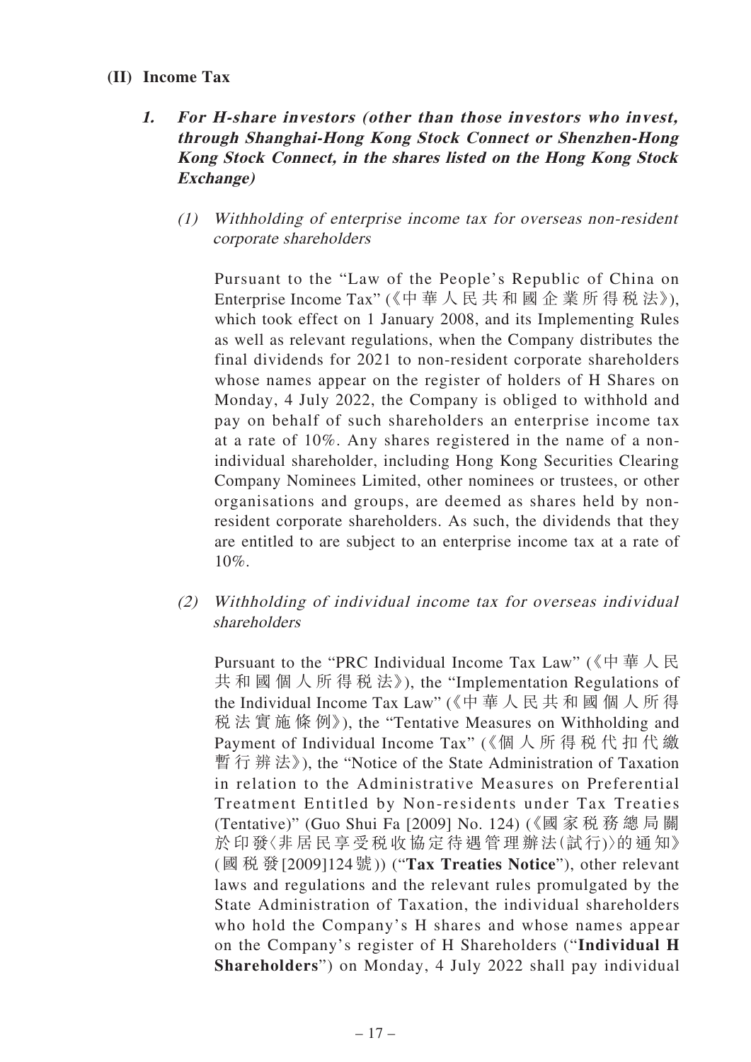## (II) Income Tax

### *1. For H-share investors (other than those investors who invest, through Shanghai-Hong Kong Stock Connect or Shenzhen-Hong Kong Stock Connect, in the shares listed on the Hong Kong Stock Exchange)*

*(1) Withholding of enterprise income tax for overseas non-resident corporate shareholders*

Pursuant to the "Law of the People's Republic of China on Enterprise Income Tax" (《中華人民共和國企業所得稅法》), which took effect on 1 January 2008, and its Implementing Rules as well as relevant regulations, when the Company distributes the final dividends for 2021 to non-resident corporate shareholders whose names appear on the register of holders of H Shares on Monday, 4 July 2022, the Company is obliged to withhold and pay on behalf of such shareholders an enterprise income tax at a rate of 10%. Any shares registered in the name of a non-individual shareholder, including Hong Kong Securities Clearing Company Nominees Limited, other nominees or trustees, or other organisations and groups, are deemed as shares held by non-resident corporate shareholders. As such, the dividends that they are entitled to are subject to an enterprise income tax at a rate of 10%.

*(2) Withholding of individual income tax for overseas individual shareholders*

Pursuant to the "PRC Individual Income Tax Law" (《中華人民共和國個人所得稅法》), the "Implementation Regulations of the Individual Income Tax Law" (《中華人民共和國個人所得稅法實施條例》), the "Tentative Measures on Withholding and Payment of Individual Income Tax" (《個人所得稅代扣代繳暫行辦法》), the "Notice of the State Administration of Taxation in relation to the Administrative Measures on Preferential Treatment Entitled by Non-residents under Tax Treaties (Tentative)" (Guo Shui Fa [2009] No. 124) (《國家稅務總局關於印發〈非居民享受稅收協定待遇管理辦法(試行)〉的通知》(國稅發[2009]124號)) ("**Tax Treaties Notice**"), other relevant laws and regulations and the relevant rules promulgated by the State Administration of Taxation, the individual shareholders who hold the Company's H shares and whose names appear on the Company's register of H Shareholders ("**Individual H Shareholders**") on Monday, 4 July 2022 shall pay individual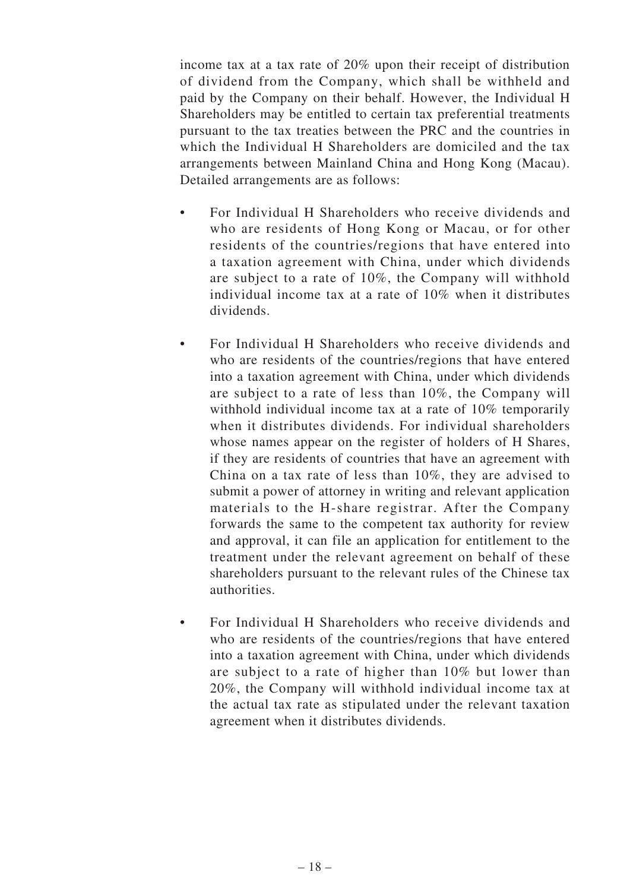income tax at a tax rate of 20% upon their receipt of distribution of dividend from the Company, which shall be withheld and paid by the Company on their behalf. However, the Individual H Shareholders may be entitled to certain tax preferential treatments pursuant to the tax treaties between the PRC and the countries in which the Individual H Shareholders are domiciled and the tax arrangements between Mainland China and Hong Kong (Macau). Detailed arrangements are as follows:

- For Individual H Shareholders who receive dividends and who are residents of Hong Kong or Macau, or for other residents of the countries/regions that have entered into a taxation agreement with China, under which dividends are subject to a rate of 10%, the Company will withhold individual income tax at a rate of 10% when it distributes dividends.

- For Individual H Shareholders who receive dividends and who are residents of the countries/regions that have entered into a taxation agreement with China, under which dividends are subject to a rate of less than 10%, the Company will withhold individual income tax at a rate of 10% temporarily when it distributes dividends. For individual shareholders whose names appear on the register of holders of H Shares, if they are residents of countries that have an agreement with China on a tax rate of less than 10%, they are advised to submit a power of attorney in writing and relevant application materials to the H-share registrar. After the Company forwards the same to the competent tax authority for review and approval, it can file an application for entitlement to the treatment under the relevant agreement on behalf of these shareholders pursuant to the relevant rules of the Chinese tax authorities.

- For Individual H Shareholders who receive dividends and who are residents of the countries/regions that have entered into a taxation agreement with China, under which dividends are subject to a rate of higher than 10% but lower than 20%, the Company will withhold individual income tax at the actual tax rate as stipulated under the relevant taxation agreement when it distributes dividends.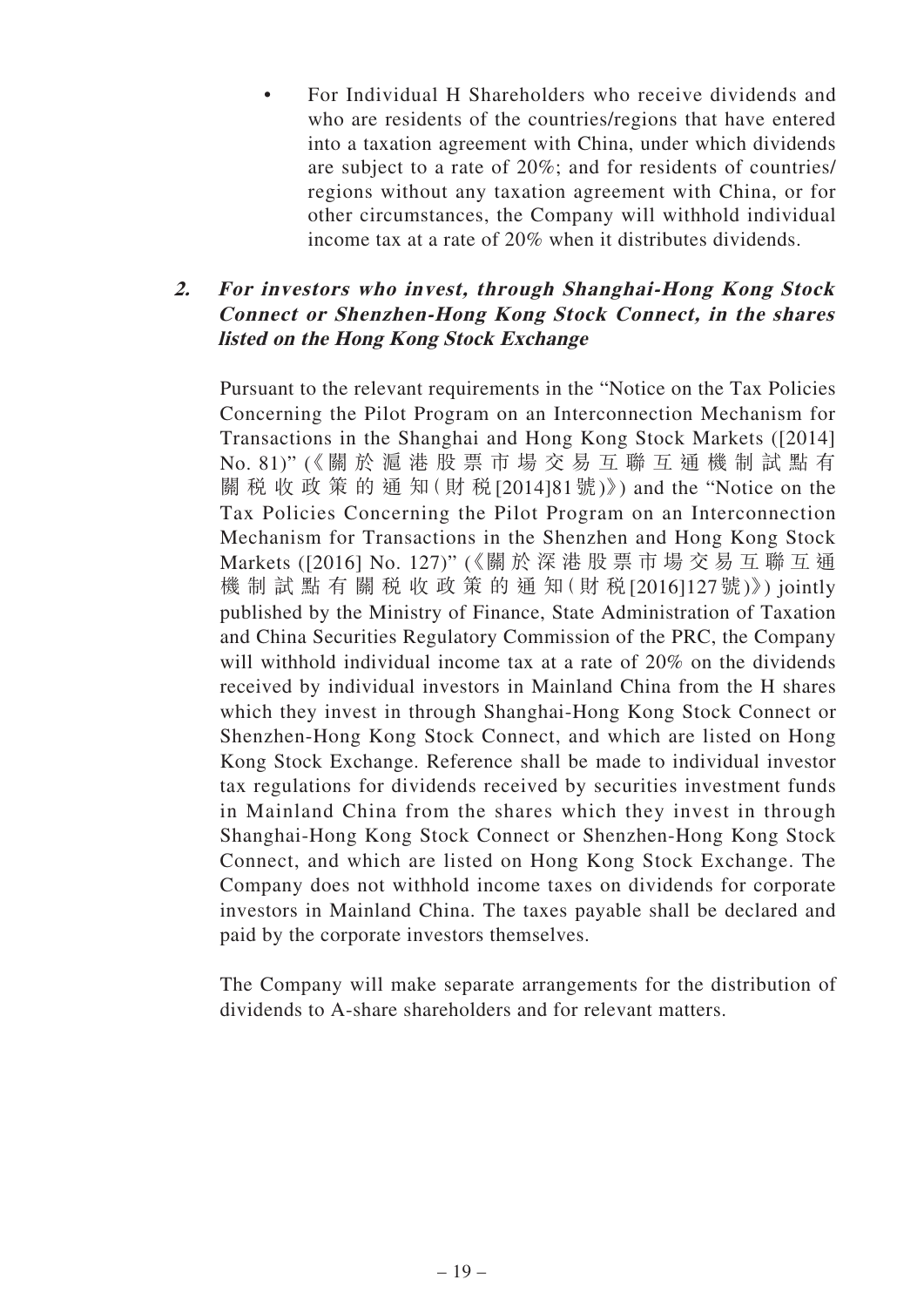- For Individual H Shareholders who receive dividends and who are residents of the countries/regions that have entered into a taxation agreement with China, under which dividends are subject to a rate of 20%; and for residents of countries/regions without any taxation agreement with China, or for other circumstances, the Company will withhold individual income tax at a rate of 20% when it distributes dividends.

**2. *For investors who invest, through Shanghai-Hong Kong Stock Connect or Shenzhen-Hong Kong Stock Connect, in the shares listed on the Hong Kong Stock Exchange***

Pursuant to the relevant requirements in the "Notice on the Tax Policies Concerning the Pilot Program on an Interconnection Mechanism for Transactions in the Shanghai and Hong Kong Stock Markets ([2014] No. 81)" (《關於滬港股票市場交易互聯互通機制試點有關稅收政策的通知(財稅[2014]81號)》) and the "Notice on the Tax Policies Concerning the Pilot Program on an Interconnection Mechanism for Transactions in the Shenzhen and Hong Kong Stock Markets ([2016] No. 127)" (《關於深港股票市場交易互聯互通機制試點有關稅收政策的通知(財稅[2016]127號)》) jointly published by the Ministry of Finance, State Administration of Taxation and China Securities Regulatory Commission of the PRC, the Company will withhold individual income tax at a rate of 20% on the dividends received by individual investors in Mainland China from the H shares which they invest in through Shanghai-Hong Kong Stock Connect or Shenzhen-Hong Kong Stock Connect, and which are listed on Hong Kong Stock Exchange. Reference shall be made to individual investor tax regulations for dividends received by securities investment funds in Mainland China from the shares which they invest in through Shanghai-Hong Kong Stock Connect or Shenzhen-Hong Kong Stock Connect, and which are listed on Hong Kong Stock Exchange. The Company does not withhold income taxes on dividends for corporate investors in Mainland China. The taxes payable shall be declared and paid by the corporate investors themselves.

The Company will make separate arrangements for the distribution of dividends to A-share shareholders and for relevant matters.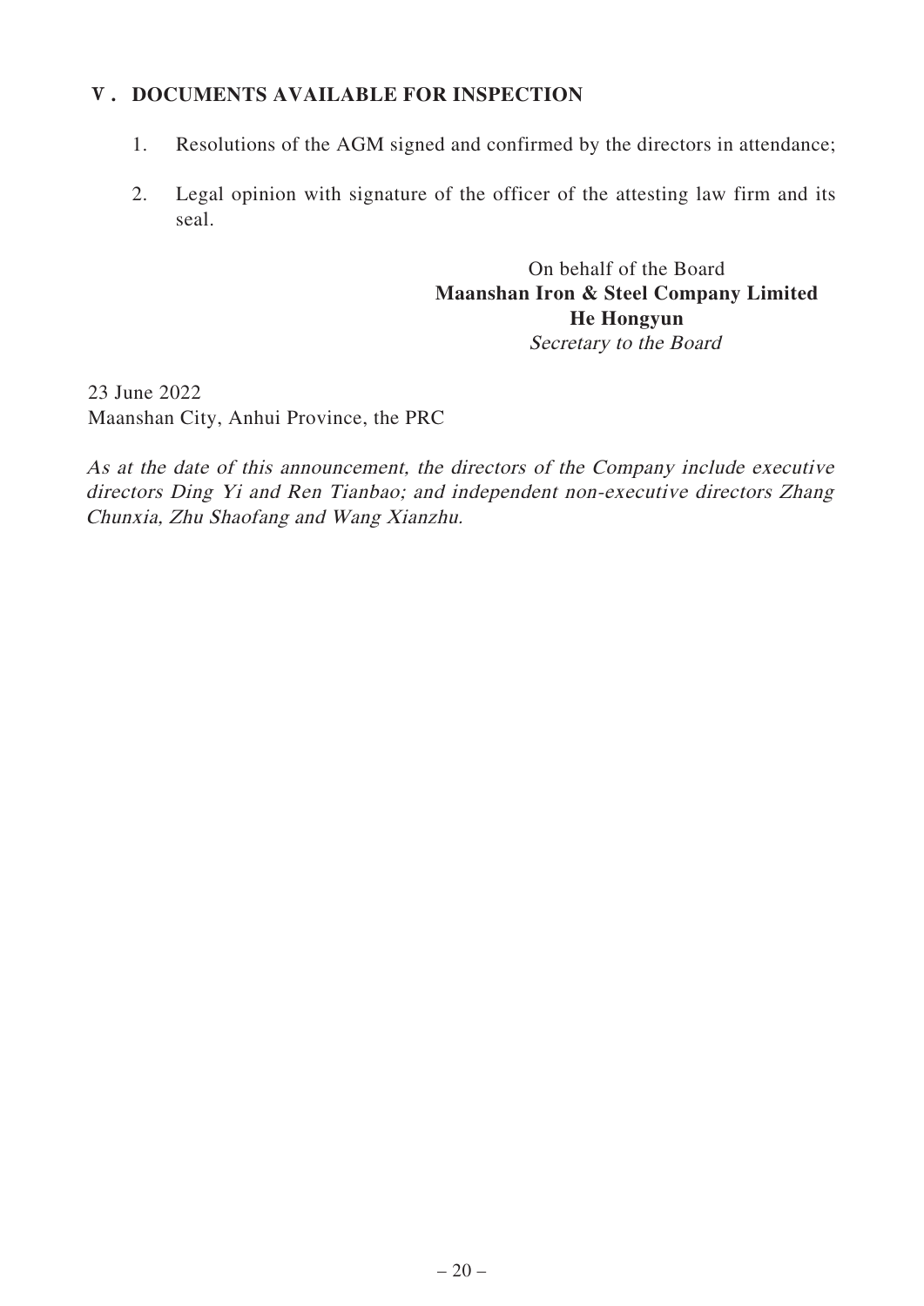## V. DOCUMENTS AVAILABLE FOR INSPECTION

1. Resolutions of the AGM signed and confirmed by the directors in attendance;
2. Legal opinion with signature of the officer of the attesting law firm and its seal.

On behalf of the Board
**Maanshan Iron & Steel Company Limited**
**He Hongyun**
*Secretary to the Board*

23 June 2022
Maanshan City, Anhui Province, the PRC

*As at the date of this announcement, the directors of the Company include executive directors Ding Yi and Ren Tianbao; and independent non-executive directors Zhang Chunxia, Zhu Shaofang and Wang Xianzhu.*